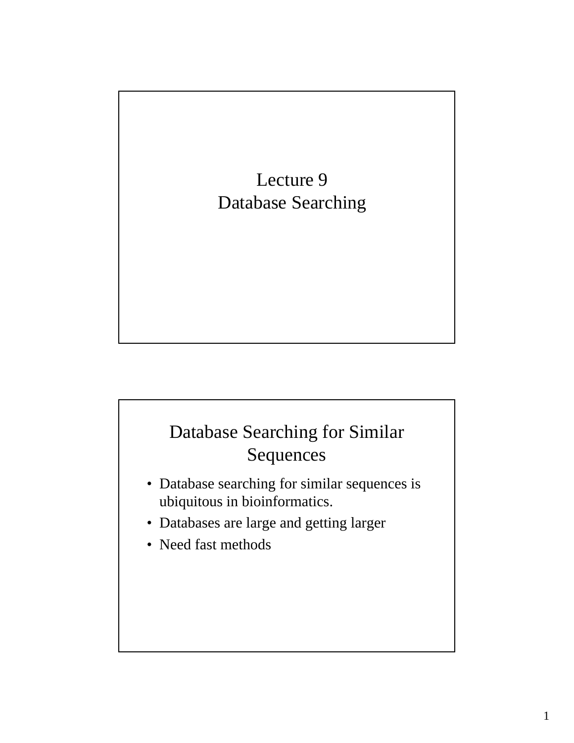# Lecture 9
# Database Searching

## Database Searching for Similar Sequences

- Database searching for similar sequences is ubiquitous in bioinformatics.
- Databases are large and getting larger
- Need fast methods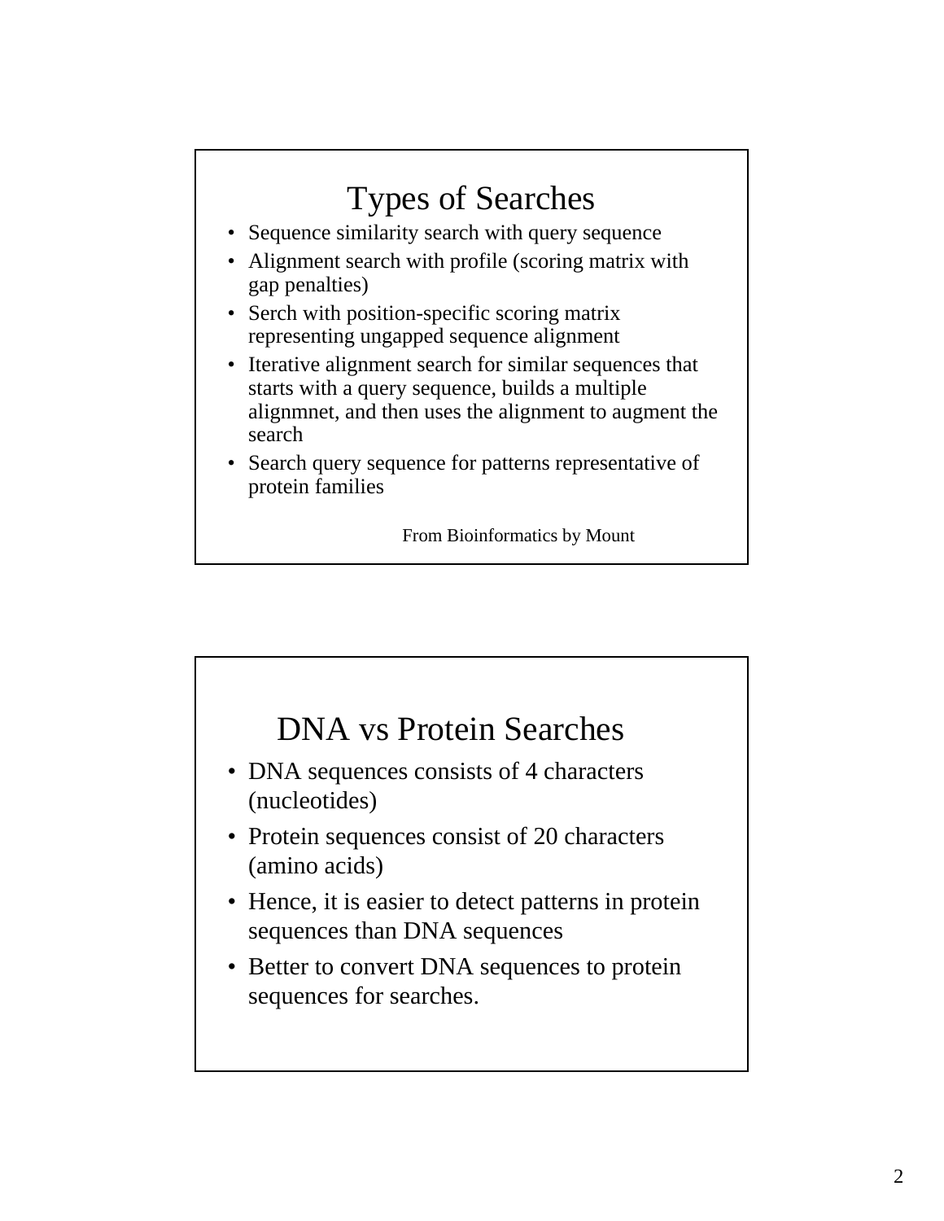## Types of Searches

- Sequence similarity search with query sequence
- Alignment search with profile (scoring matrix with gap penalties)
- Serch with position-specific scoring matrix representing ungapped sequence alignment
- Iterative alignment search for similar sequences that starts with a query sequence, builds a multiple alignmnet, and then uses the alignment to augment the search
- Search query sequence for patterns representative of protein families

From Bioinformatics by Mount

## DNA vs Protein Searches

- DNA sequences consists of 4 characters (nucleotides)
- Protein sequences consist of 20 characters (amino acids)
- Hence, it is easier to detect patterns in protein sequences than DNA sequences
- Better to convert DNA sequences to protein sequences for searches.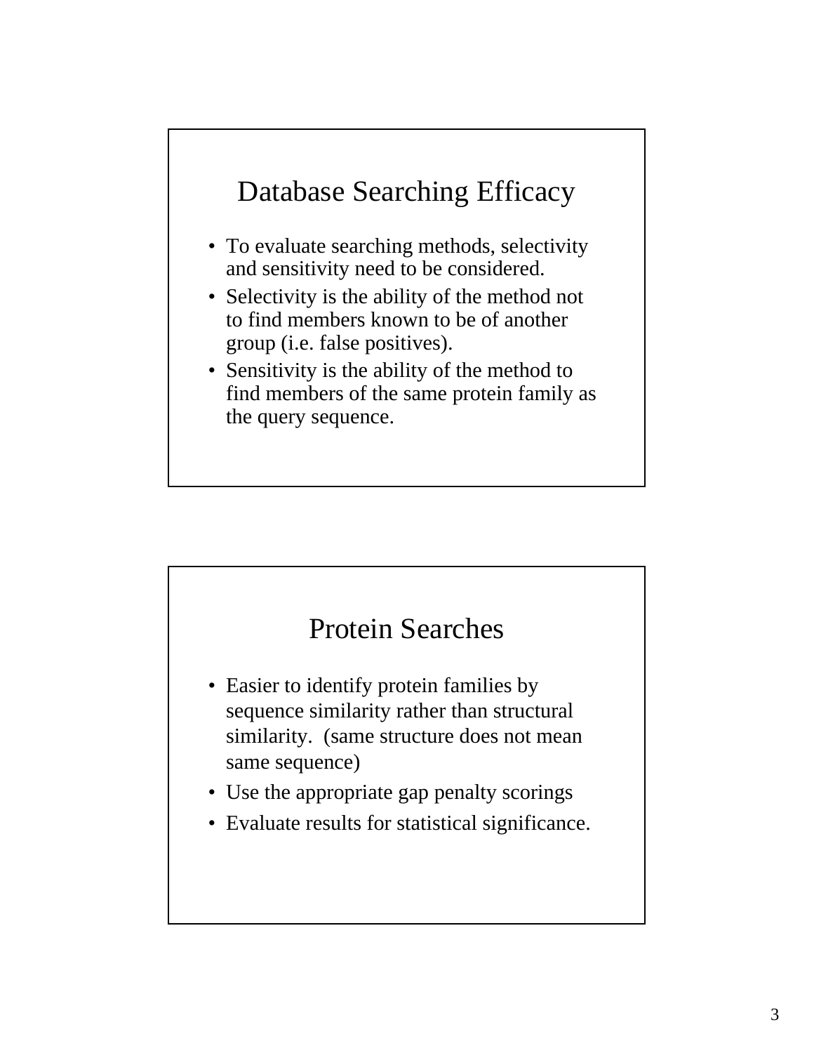## Database Searching Efficacy

- To evaluate searching methods, selectivity and sensitivity need to be considered.
- Selectivity is the ability of the method not to find members known to be of another group (i.e. false positives).
- Sensitivity is the ability of the method to find members of the same protein family as the query sequence.

## Protein Searches

- Easier to identify protein families by sequence similarity rather than structural similarity. (same structure does not mean same sequence)
- Use the appropriate gap penalty scorings
- Evaluate results for statistical significance.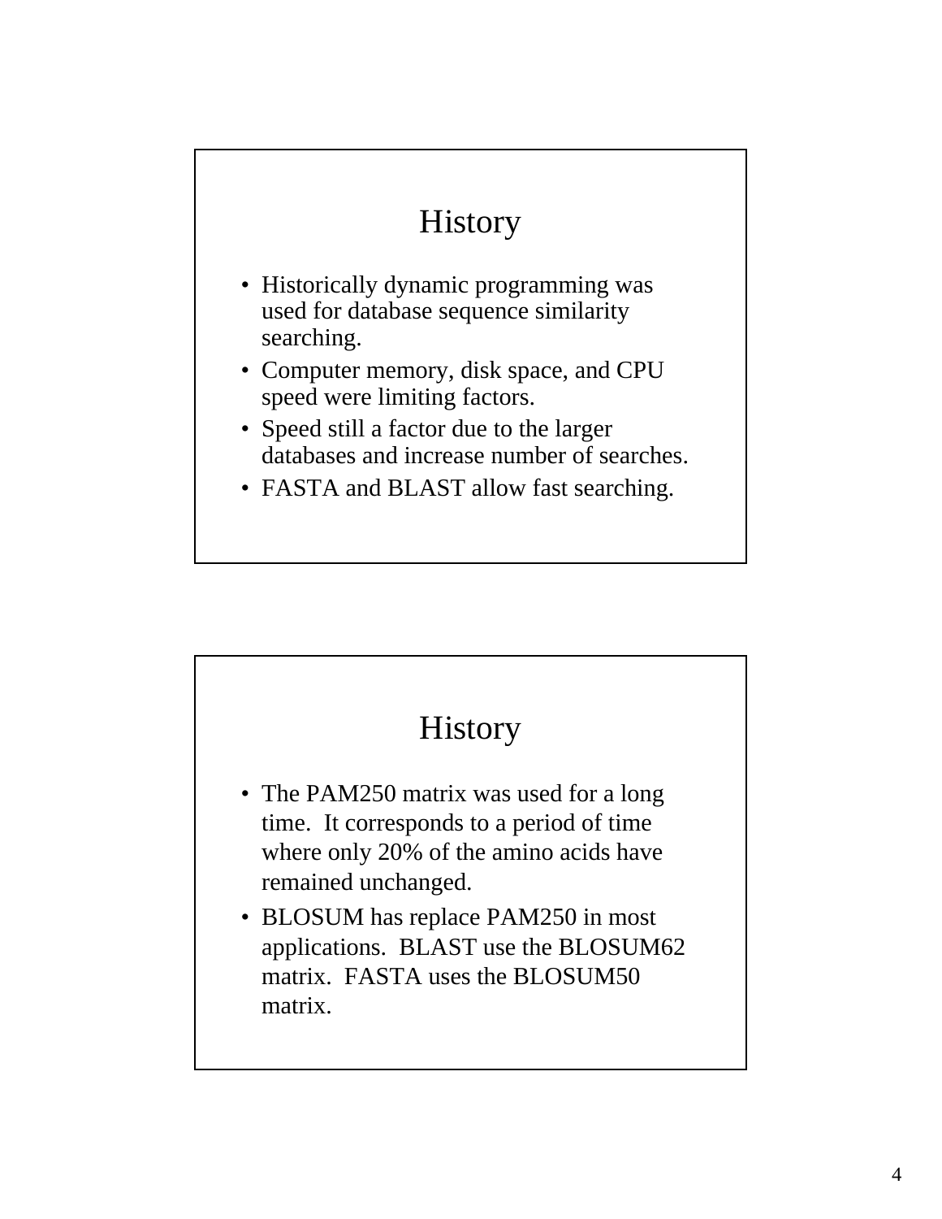## History

- Historically dynamic programming was used for database sequence similarity searching.
- Computer memory, disk space, and CPU speed were limiting factors.
- Speed still a factor due to the larger databases and increase number of searches.
- FASTA and BLAST allow fast searching.

## History

- The PAM250 matrix was used for a long time. It corresponds to a period of time where only 20% of the amino acids have remained unchanged.
- BLOSUM has replace PAM250 in most applications. BLAST use the BLOSUM62 matrix. FASTA uses the BLOSUM50 matrix.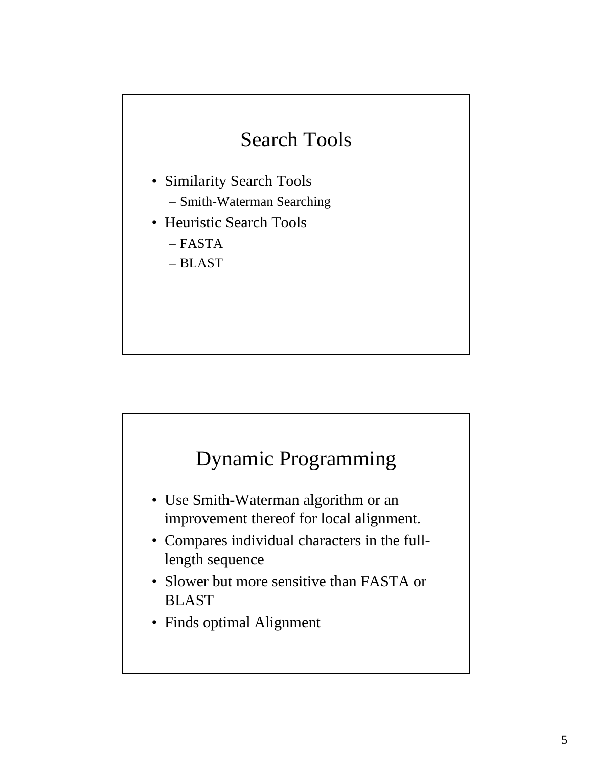## Search Tools

- Similarity Search Tools
  - Smith-Waterman Searching
- Heuristic Search Tools
  - FASTA
  - BLAST

## Dynamic Programming

- Use Smith-Waterman algorithm or an improvement thereof for local alignment.
- Compares individual characters in the full-length sequence
- Slower but more sensitive than FASTA or BLAST
- Finds optimal Alignment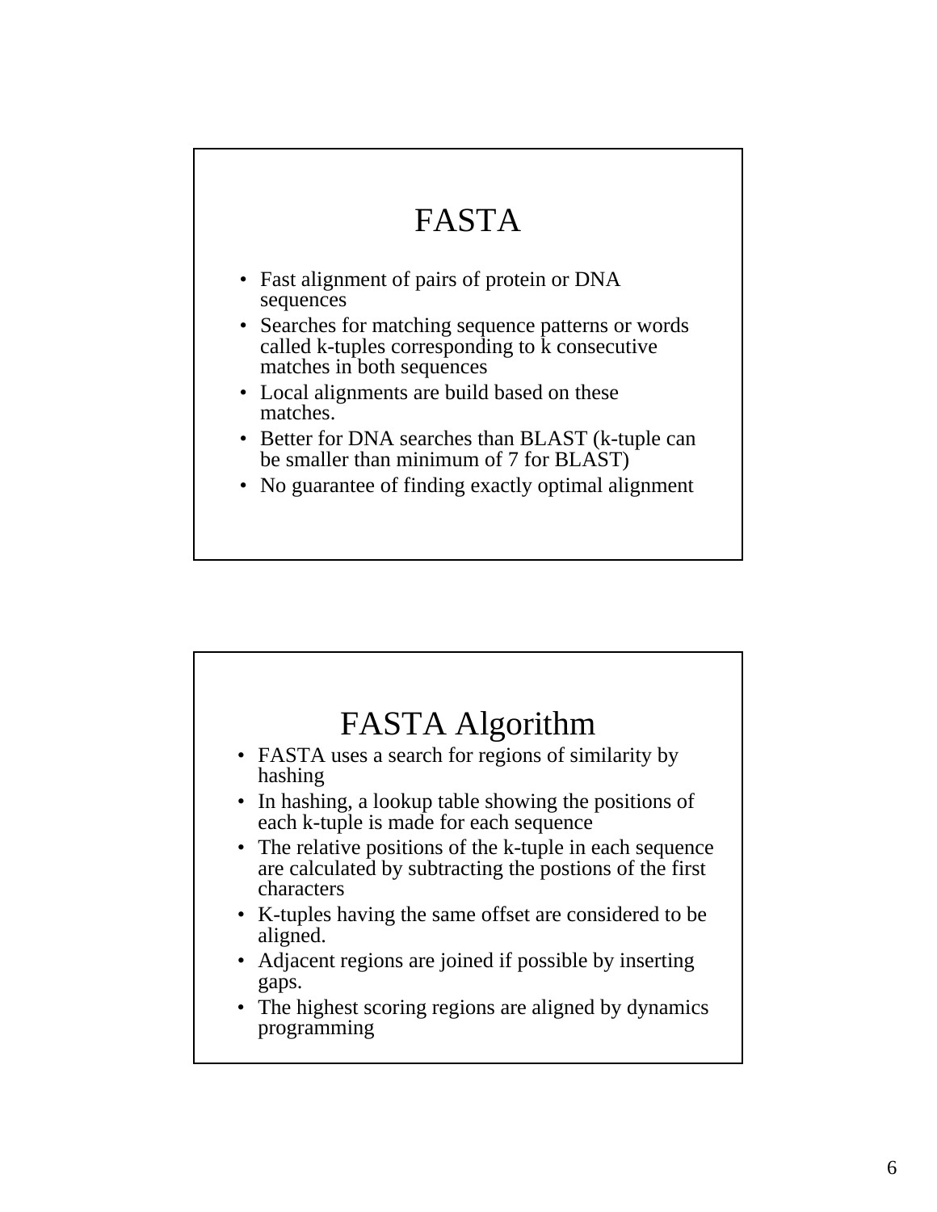# FASTA

- Fast alignment of pairs of protein or DNA sequences
- Searches for matching sequence patterns or words called k-tuples corresponding to k consecutive matches in both sequences
- Local alignments are build based on these matches.
- Better for DNA searches than BLAST (k-tuple can be smaller than minimum of 7 for BLAST)
- No guarantee of finding exactly optimal alignment

# FASTA Algorithm

- FASTA uses a search for regions of similarity by hashing
- In hashing, a lookup table showing the positions of each k-tuple is made for each sequence
- The relative positions of the k-tuple in each sequence are calculated by subtracting the postions of the first characters
- K-tuples having the same offset are considered to be aligned.
- Adjacent regions are joined if possible by inserting gaps.
- The highest scoring regions are aligned by dynamics programming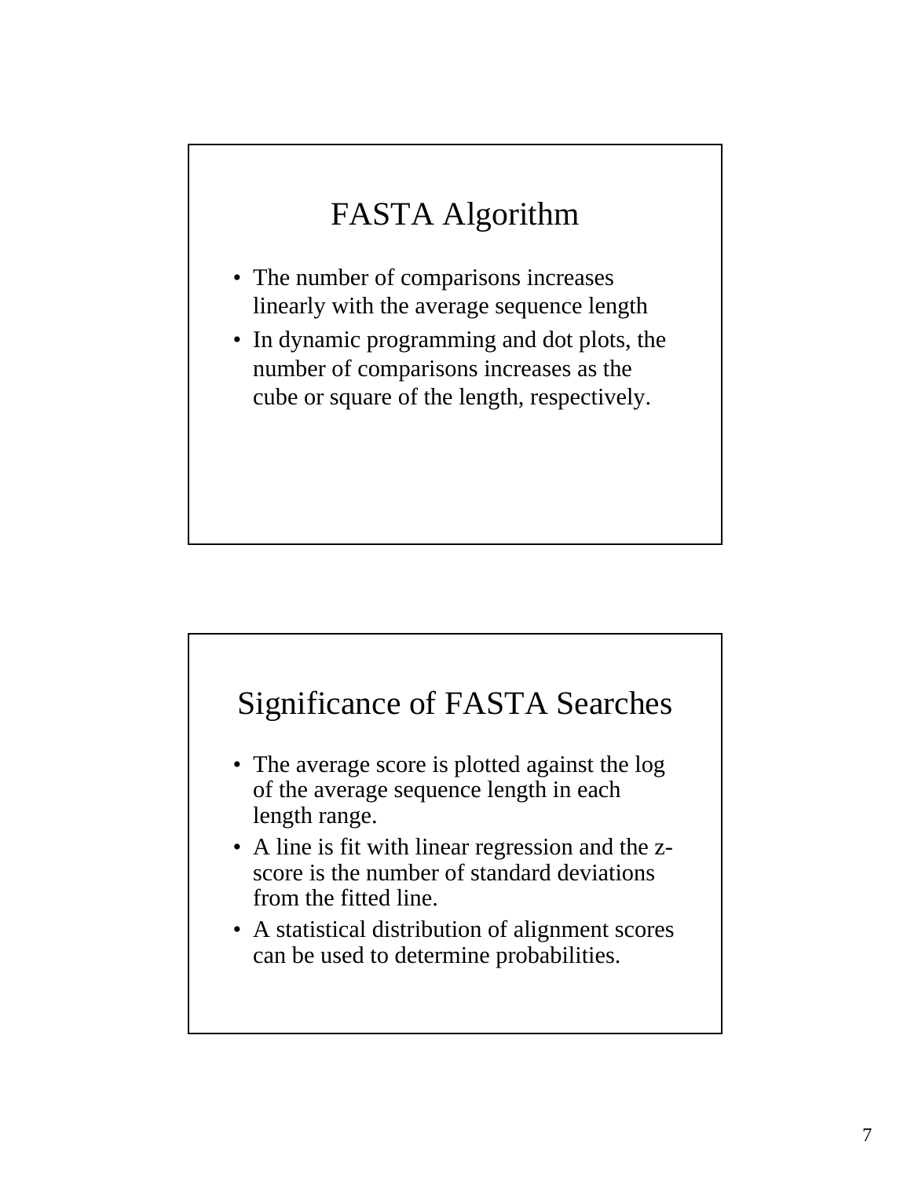# FASTA Algorithm

- The number of comparisons increases linearly with the average sequence length
- In dynamic programming and dot plots, the number of comparisons increases as the cube or square of the length, respectively.

# Significance of FASTA Searches

- The average score is plotted against the log of the average sequence length in each length range.
- A line is fit with linear regression and the z-score is the number of standard deviations from the fitted line.
- A statistical distribution of alignment scores can be used to determine probabilities.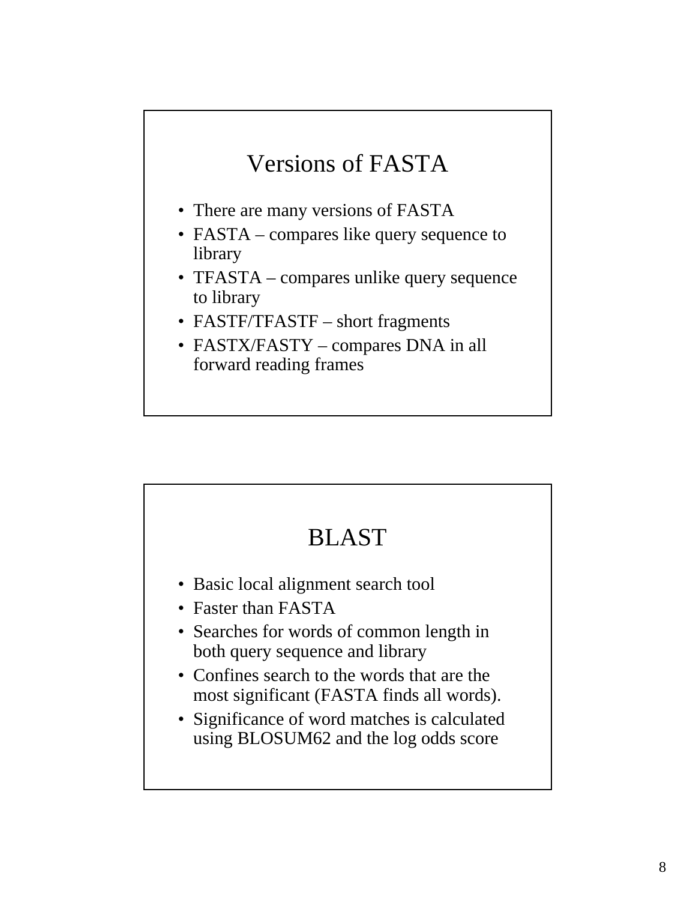## Versions of FASTA

- There are many versions of FASTA
- FASTA – compares like query sequence to library
- TFASTA – compares unlike query sequence to library
- FASTF/TFASTF – short fragments
- FASTX/FASTY – compares DNA in all forward reading frames

## BLAST

- Basic local alignment search tool
- Faster than FASTA
- Searches for words of common length in both query sequence and library
- Confines search to the words that are the most significant (FASTA finds all words).
- Significance of word matches is calculated using BLOSUM62 and the log odds score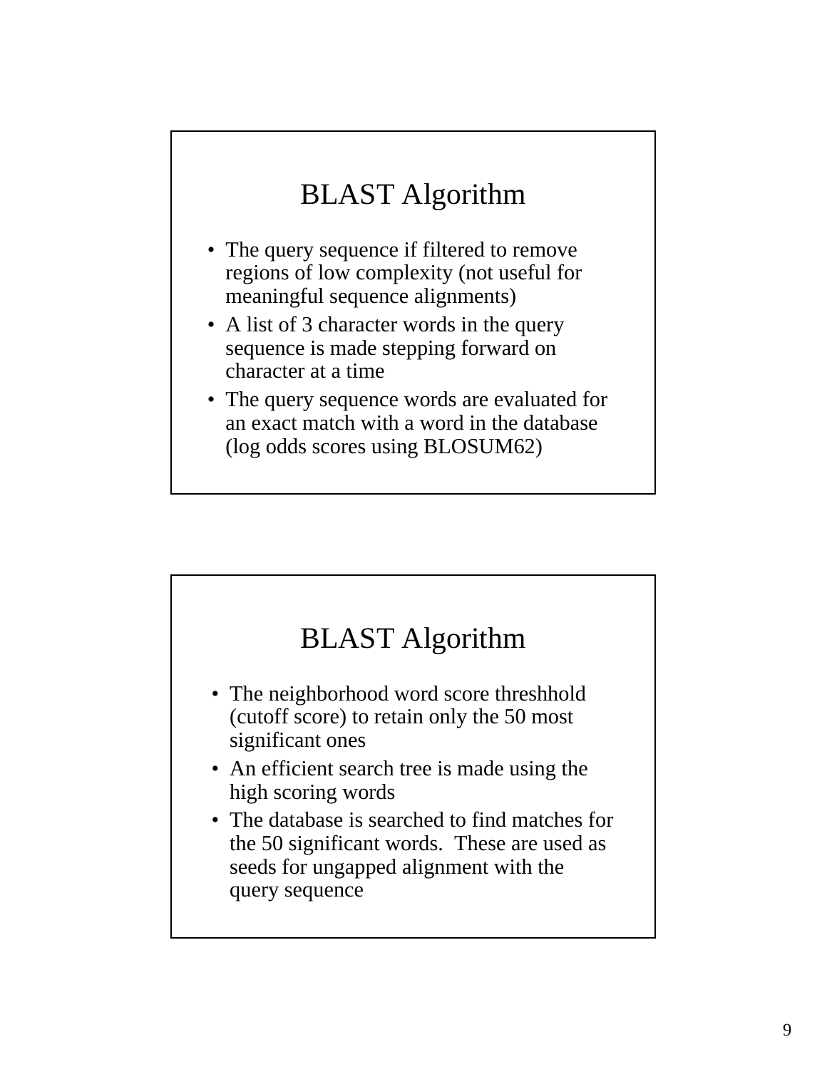## BLAST Algorithm

- The query sequence if filtered to remove regions of low complexity (not useful for meaningful sequence alignments)
- A list of 3 character words in the query sequence is made stepping forward on character at a time
- The query sequence words are evaluated for an exact match with a word in the database (log odds scores using BLOSUM62)

## BLAST Algorithm

- The neighborhood word score threshhold (cutoff score) to retain only the 50 most significant ones
- An efficient search tree is made using the high scoring words
- The database is searched to find matches for the 50 significant words. These are used as seeds for ungapped alignment with the query sequence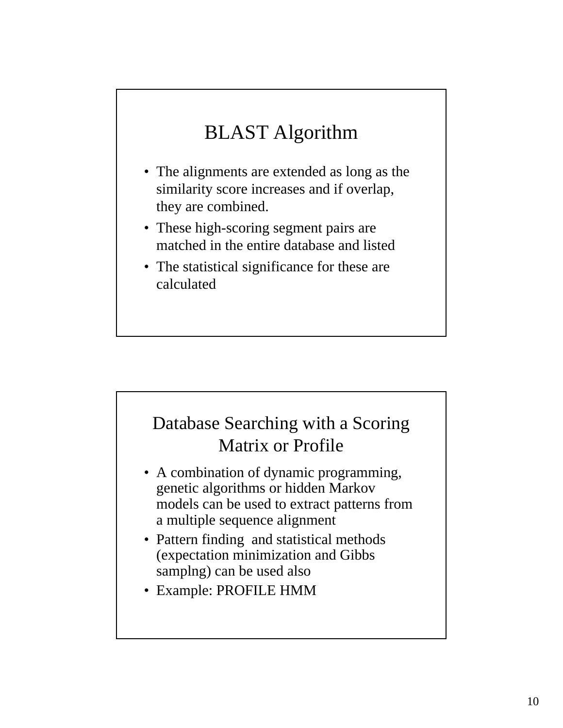## BLAST Algorithm

- The alignments are extended as long as the similarity score increases and if overlap, they are combined.
- These high-scoring segment pairs are matched in the entire database and listed
- The statistical significance for these are calculated

## Database Searching with a Scoring Matrix or Profile

- A combination of dynamic programming, genetic algorithms or hidden Markov models can be used to extract patterns from a multiple sequence alignment
- Pattern finding and statistical methods (expectation minimization and Gibbs samplng) can be used also
- Example: PROFILE HMM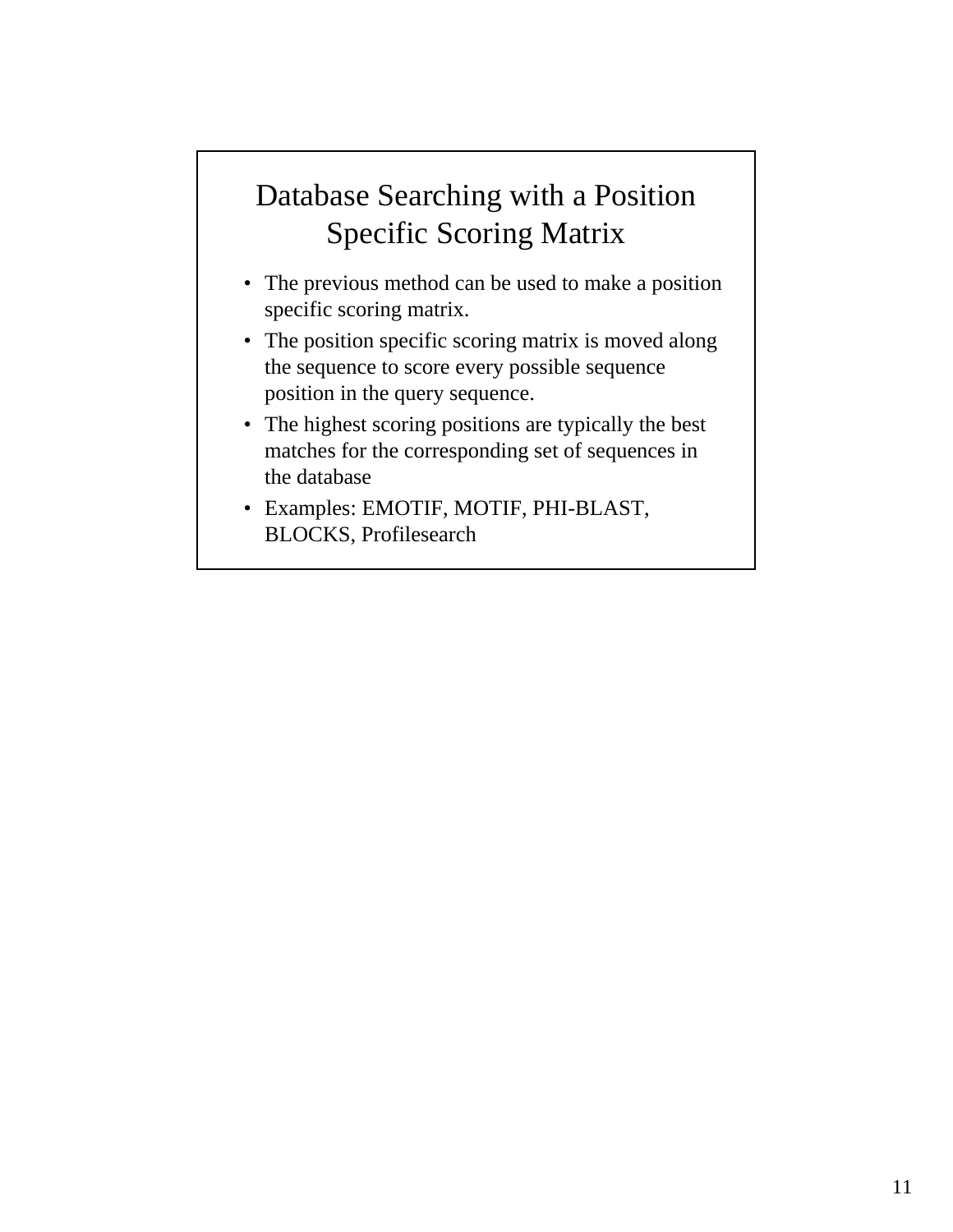# Database Searching with a Position Specific Scoring Matrix

- The previous method can be used to make a position specific scoring matrix.
- The position specific scoring matrix is moved along the sequence to score every possible sequence position in the query sequence.
- The highest scoring positions are typically the best matches for the corresponding set of sequences in the database
- Examples: EMOTIF, MOTIF, PHI-BLAST, BLOCKS, Profilesearch